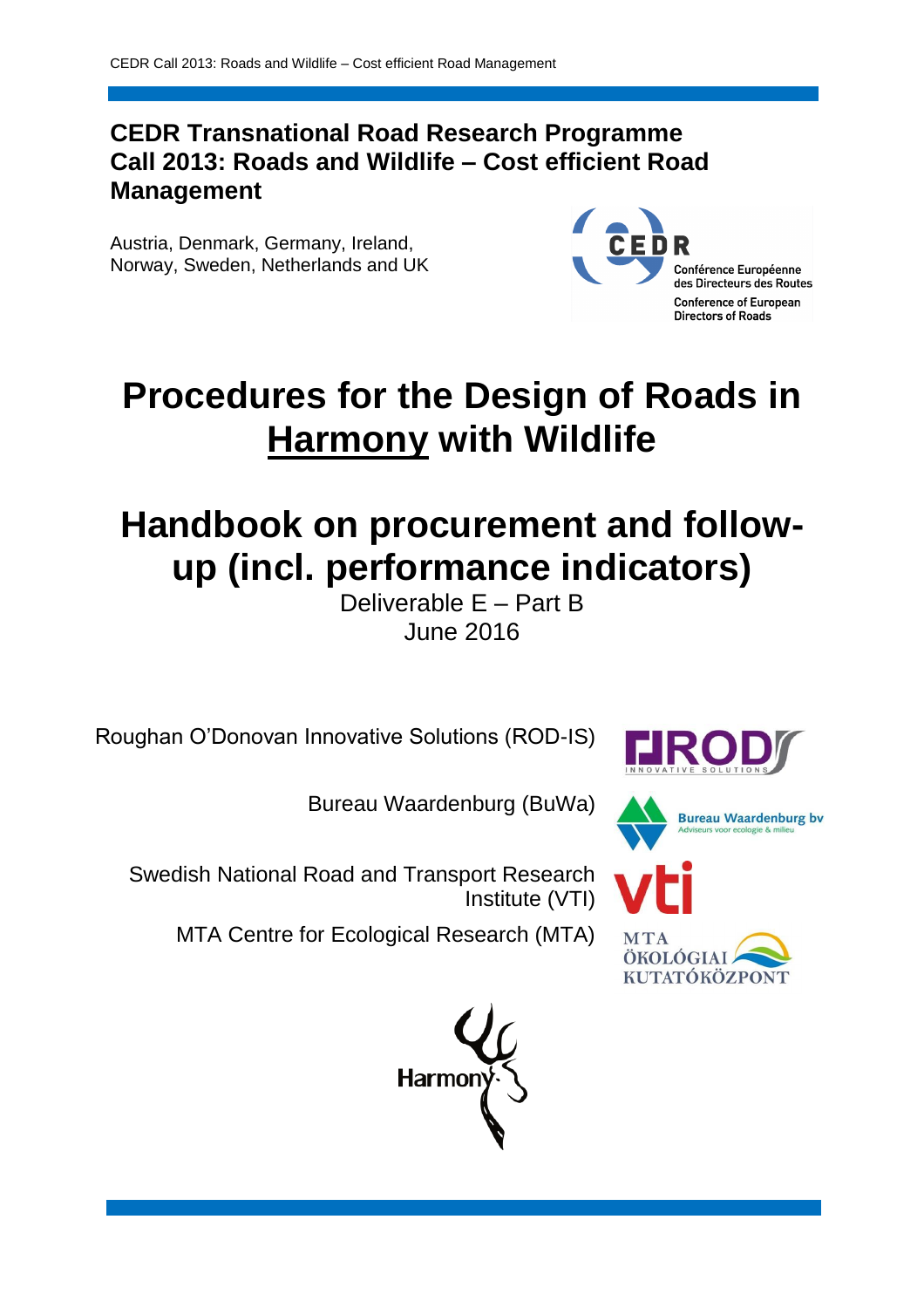**CEDR Transnational Road Research Programme**
**Call 2013: Roads and Wildlife – Cost efficient Road Management**

Austria, Denmark, Germany, Ireland, Norway, Sweden, Netherlands and UK

Conférence Européenne des Directeurs des Routes
Conference of European Directors of Roads

# Procedures for the Design of Roads in Harmony with Wildlife

# Handbook on procurement and follow-up (incl. performance indicators)

Deliverable E – Part B
June 2016

Roughan O'Donovan Innovative Solutions (ROD-IS)

Bureau Waardenburg (BuWa)

Swedish National Road and Transport Research Institute (VTI)

MTA Centre for Ecological Research (MTA)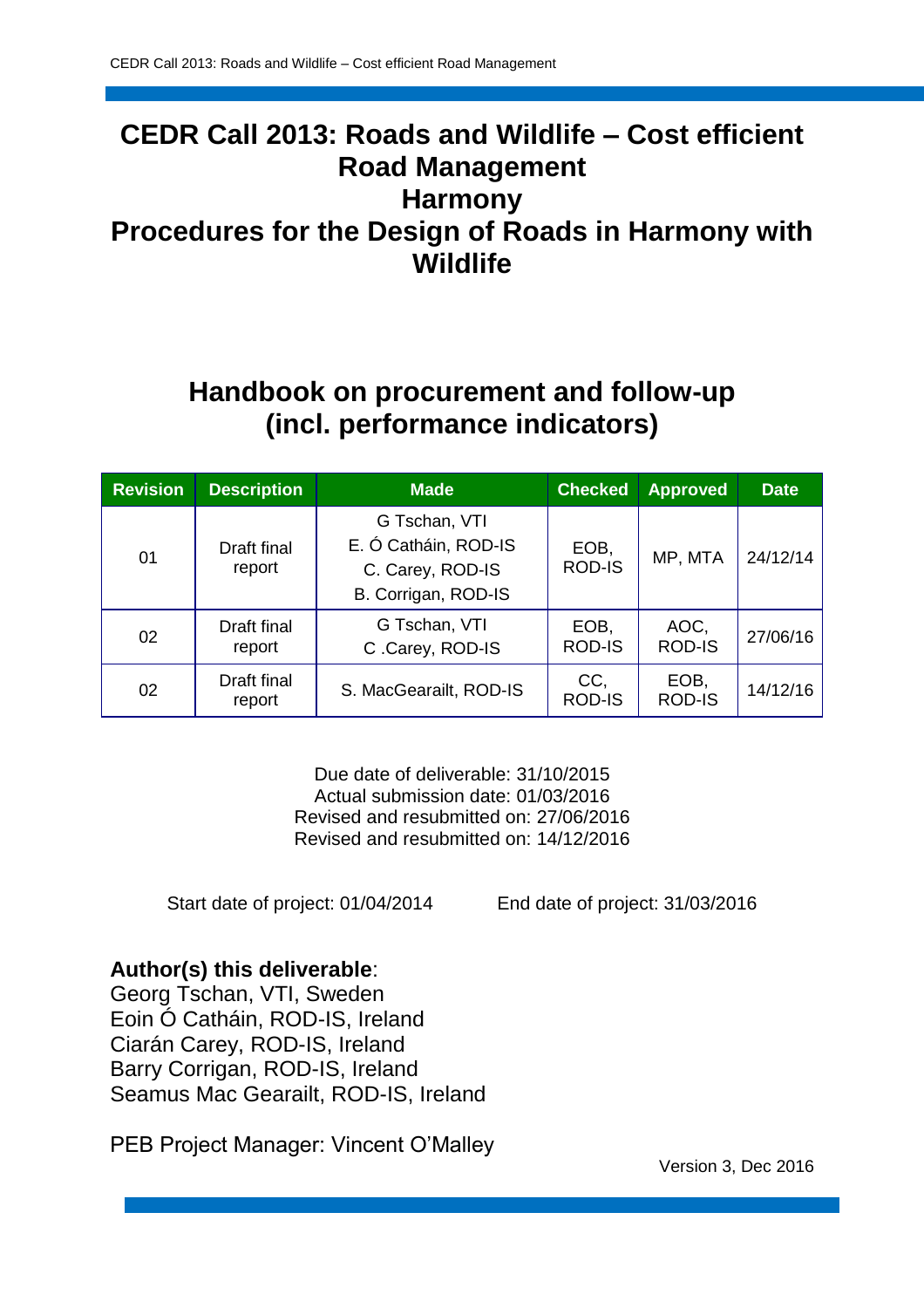# CEDR Call 2013: Roads and Wildlife – Cost efficient Road Management
# Harmony
# Procedures for the Design of Roads in Harmony with Wildlife

## Handbook on procurement and follow-up (incl. performance indicators)

| Revision | Description | Made | Checked | Approved | Date |
|---|---|---|---|---|---|
| 01 | Draft final report | G Tschan, VTI<br>E. Ó Catháin, ROD-IS<br>C. Carey, ROD-IS<br>B. Corrigan, ROD-IS | EOB, ROD-IS | MP, MTA | 24/12/14 |
| 02 | Draft final report | G Tschan, VTI<br>C .Carey, ROD-IS | EOB, ROD-IS | AOC, ROD-IS | 27/06/16 |
| 02 | Draft final report | S. MacGearailt, ROD-IS | CC, ROD-IS | EOB, ROD-IS | 14/12/16 |

Due date of deliverable: 31/10/2015
Actual submission date: 01/03/2016
Revised and resubmitted on: 27/06/2016
Revised and resubmitted on: 14/12/2016

Start date of project: 01/04/2014 End date of project: 31/03/2016

**Author(s) this deliverable**:
Georg Tschan, VTI, Sweden
Eoin Ó Catháin, ROD-IS, Ireland
Ciarán Carey, ROD-IS, Ireland
Barry Corrigan, ROD-IS, Ireland
Seamus Mac Gearailt, ROD-IS, Ireland

PEB Project Manager: Vincent O'Malley

Version 3, Dec 2016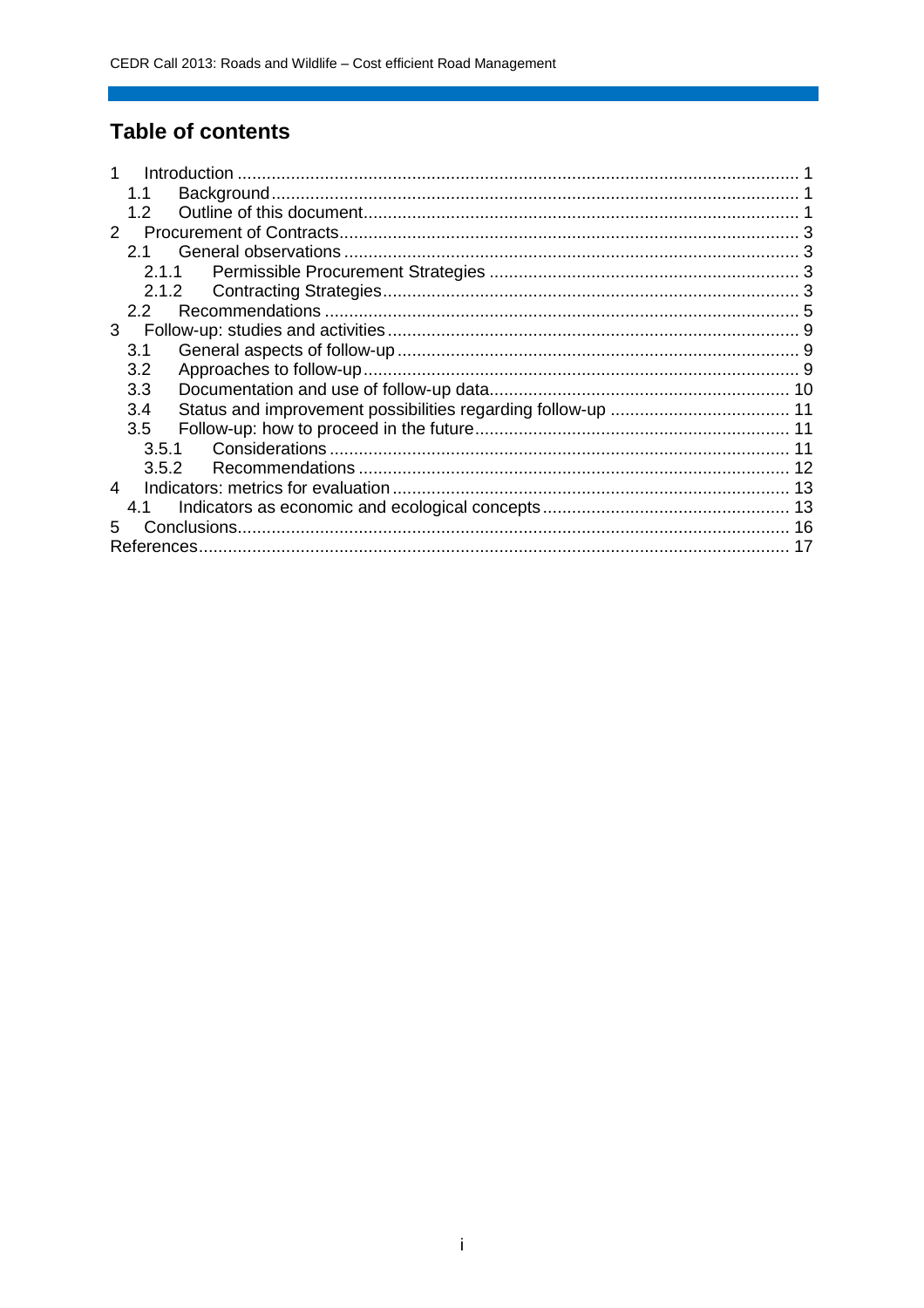# Table of contents

1 Introduction ........................................................................................................................ 1
  1.1 Background ................................................................................................................. 1
  1.2 Outline of this document ............................................................................................. 1
2 Procurement of Contracts .................................................................................................. 3
  2.1 General observations .................................................................................................. 3
    2.1.1 Permissible Procurement Strategies ..................................................................... 3
    2.1.2 Contracting Strategies .......................................................................................... 3
  2.2 Recommendations ...................................................................................................... 5
3 Follow-up: studies and activities ......................................................................................... 9
  3.1 General aspects of follow-up ....................................................................................... 9
  3.2 Approaches to follow-up .............................................................................................. 9
  3.3 Documentation and use of follow-up data .................................................................. 10
  3.4 Status and improvement possibilities regarding follow-up .......................................... 11
  3.5 Follow-up: how to proceed in the future ..................................................................... 11
    3.5.1 Considerations ................................................................................................... 11
    3.5.2 Recommendations .............................................................................................. 12
4 Indicators: metrics for evaluation ...................................................................................... 13
  4.1 Indicators as economic and ecological concepts ........................................................ 13
5 Conclusions ...................................................................................................................... 16
References ........................................................................................................................... 17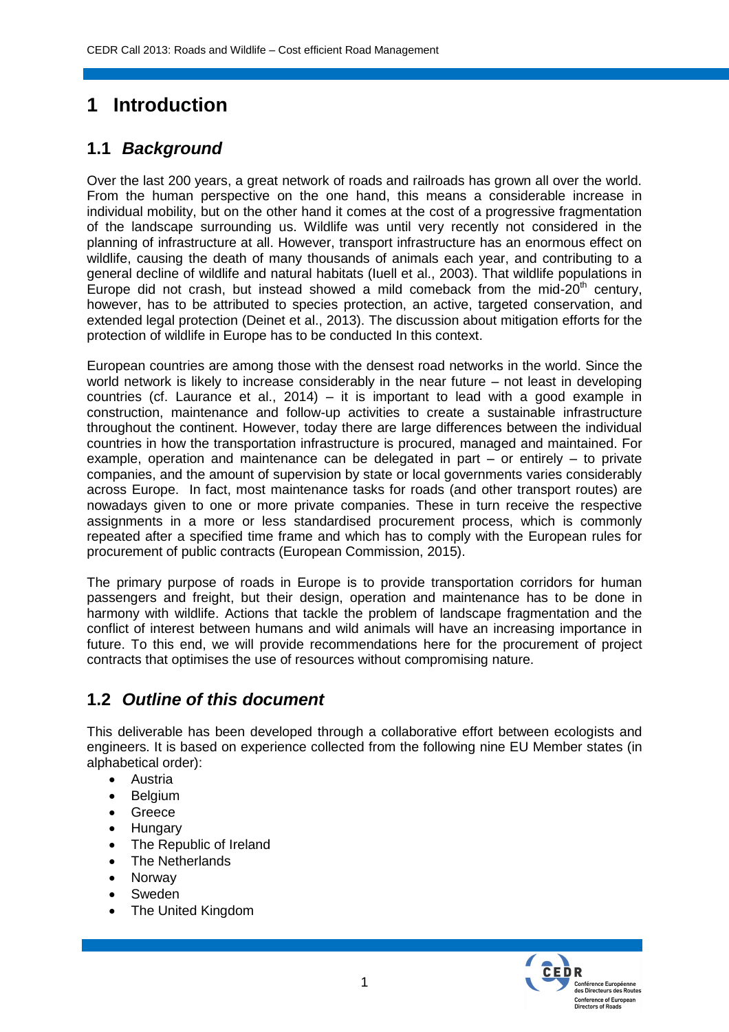# 1 Introduction

## 1.1 *Background*

Over the last 200 years, a great network of roads and railroads has grown all over the world. From the human perspective on the one hand, this means a considerable increase in individual mobility, but on the other hand it comes at the cost of a progressive fragmentation of the landscape surrounding us. Wildlife was until very recently not considered in the planning of infrastructure at all. However, transport infrastructure has an enormous effect on wildlife, causing the death of many thousands of animals each year, and contributing to a general decline of wildlife and natural habitats (Iuell et al., 2003). That wildlife populations in Europe did not crash, but instead showed a mild comeback from the mid-20$^{th}$ century, however, has to be attributed to species protection, an active, targeted conservation, and extended legal protection (Deinet et al., 2013). The discussion about mitigation efforts for the protection of wildlife in Europe has to be conducted In this context.

European countries are among those with the densest road networks in the world. Since the world network is likely to increase considerably in the near future – not least in developing countries (cf. Laurance et al., 2014) – it is important to lead with a good example in construction, maintenance and follow-up activities to create a sustainable infrastructure throughout the continent. However, today there are large differences between the individual countries in how the transportation infrastructure is procured, managed and maintained. For example, operation and maintenance can be delegated in part – or entirely – to private companies, and the amount of supervision by state or local governments varies considerably across Europe. In fact, most maintenance tasks for roads (and other transport routes) are nowadays given to one or more private companies. These in turn receive the respective assignments in a more or less standardised procurement process, which is commonly repeated after a specified time frame and which has to comply with the European rules for procurement of public contracts (European Commission, 2015).

The primary purpose of roads in Europe is to provide transportation corridors for human passengers and freight, but their design, operation and maintenance has to be done in harmony with wildlife. Actions that tackle the problem of landscape fragmentation and the conflict of interest between humans and wild animals will have an increasing importance in future. To this end, we will provide recommendations here for the procurement of project contracts that optimises the use of resources without compromising nature.

## 1.2 *Outline of this document*

This deliverable has been developed through a collaborative effort between ecologists and engineers. It is based on experience collected from the following nine EU Member states (in alphabetical order):

- Austria
- Belgium
- Greece
- Hungary
- The Republic of Ireland
- The Netherlands
- Norway
- Sweden
- The United Kingdom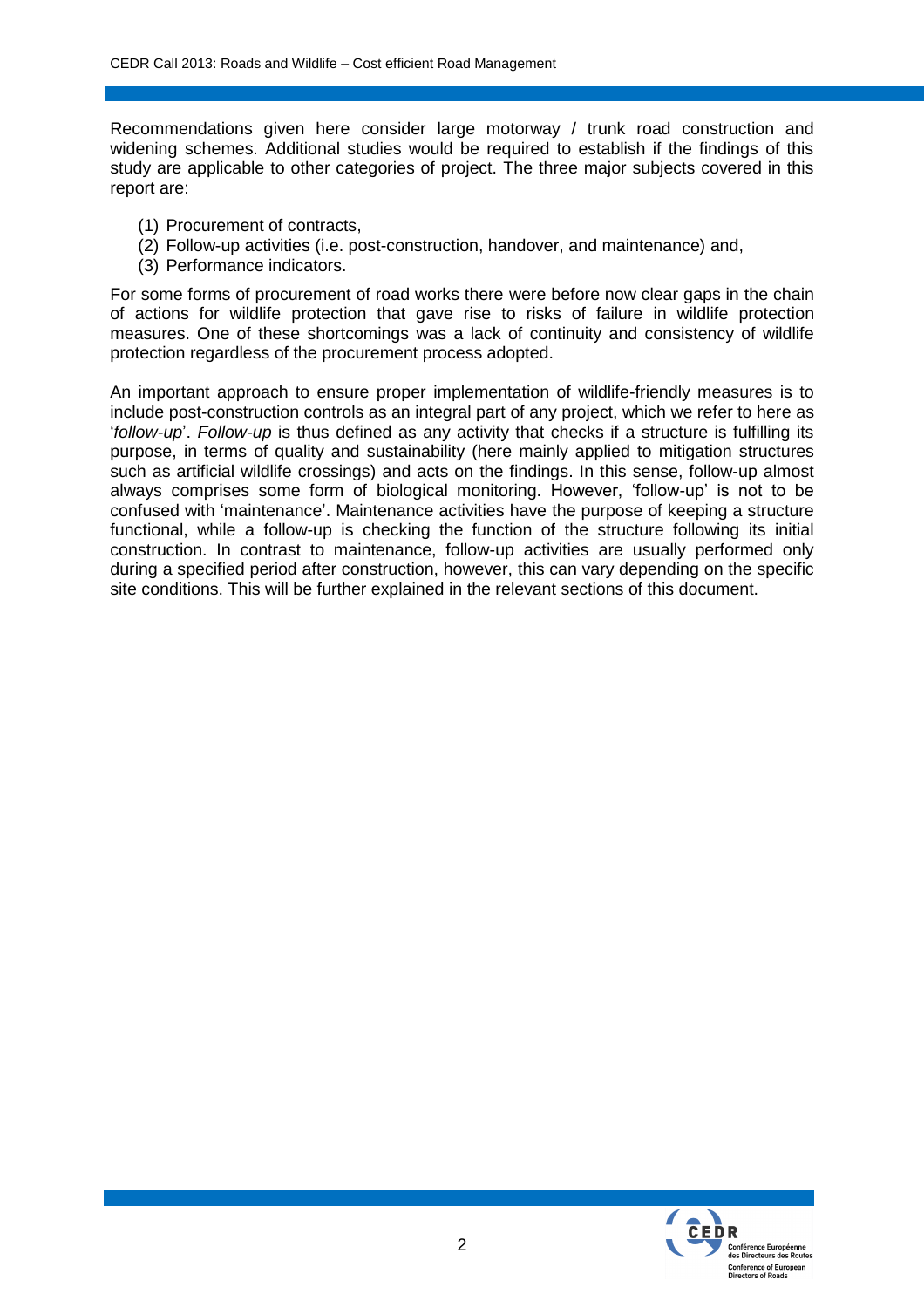Recommendations given here consider large motorway / trunk road construction and widening schemes. Additional studies would be required to establish if the findings of this study are applicable to other categories of project. The three major subjects covered in this report are:

(1) Procurement of contracts,
(2) Follow-up activities (i.e. post-construction, handover, and maintenance) and,
(3) Performance indicators.

For some forms of procurement of road works there were before now clear gaps in the chain of actions for wildlife protection that gave rise to risks of failure in wildlife protection measures. One of these shortcomings was a lack of continuity and consistency of wildlife protection regardless of the procurement process adopted.

An important approach to ensure proper implementation of wildlife-friendly measures is to include post-construction controls as an integral part of any project, which we refer to here as '*follow-up*'. *Follow-up* is thus defined as any activity that checks if a structure is fulfilling its purpose, in terms of quality and sustainability (here mainly applied to mitigation structures such as artificial wildlife crossings) and acts on the findings. In this sense, follow-up almost always comprises some form of biological monitoring. However, 'follow-up' is not to be confused with 'maintenance'. Maintenance activities have the purpose of keeping a structure functional, while a follow-up is checking the function of the structure following its initial construction. In contrast to maintenance, follow-up activities are usually performed only during a specified period after construction, however, this can vary depending on the specific site conditions. This will be further explained in the relevant sections of this document.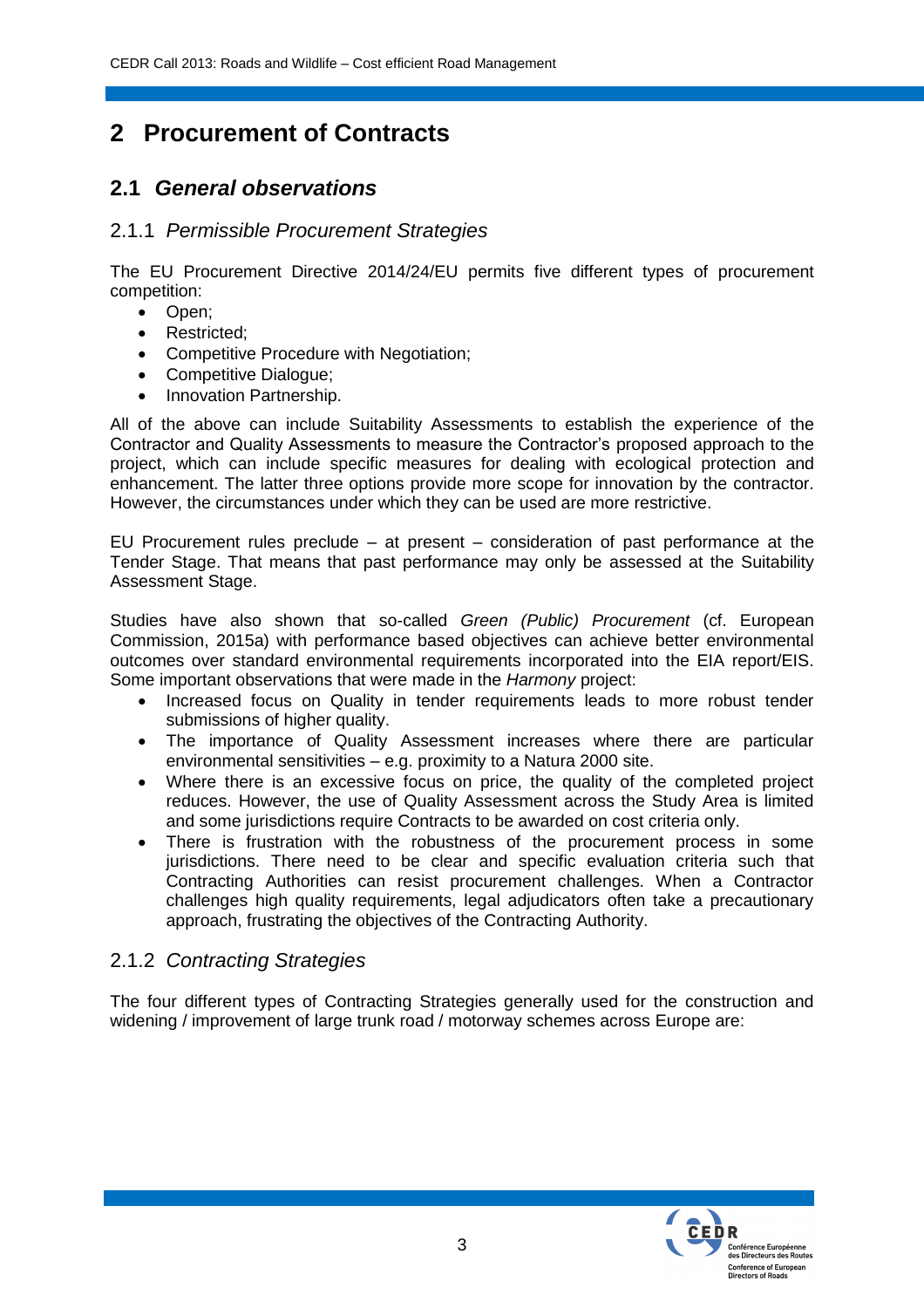# 2 Procurement of Contracts

## 2.1 *General observations*

### 2.1.1 *Permissible Procurement Strategies*

The EU Procurement Directive 2014/24/EU permits five different types of procurement competition:

- Open;
- Restricted;
- Competitive Procedure with Negotiation;
- Competitive Dialogue;
- Innovation Partnership.

All of the above can include Suitability Assessments to establish the experience of the Contractor and Quality Assessments to measure the Contractor's proposed approach to the project, which can include specific measures for dealing with ecological protection and enhancement. The latter three options provide more scope for innovation by the contractor. However, the circumstances under which they can be used are more restrictive.

EU Procurement rules preclude – at present – consideration of past performance at the Tender Stage. That means that past performance may only be assessed at the Suitability Assessment Stage.

Studies have also shown that so-called *Green (Public) Procurement* (cf. European Commission, 2015a) with performance based objectives can achieve better environmental outcomes over standard environmental requirements incorporated into the EIA report/EIS. Some important observations that were made in the *Harmony* project:

- Increased focus on Quality in tender requirements leads to more robust tender submissions of higher quality.
- The importance of Quality Assessment increases where there are particular environmental sensitivities – e.g. proximity to a Natura 2000 site.
- Where there is an excessive focus on price, the quality of the completed project reduces. However, the use of Quality Assessment across the Study Area is limited and some jurisdictions require Contracts to be awarded on cost criteria only.
- There is frustration with the robustness of the procurement process in some jurisdictions. There need to be clear and specific evaluation criteria such that Contracting Authorities can resist procurement challenges. When a Contractor challenges high quality requirements, legal adjudicators often take a precautionary approach, frustrating the objectives of the Contracting Authority.

### 2.1.2 *Contracting Strategies*

The four different types of Contracting Strategies generally used for the construction and widening / improvement of large trunk road / motorway schemes across Europe are: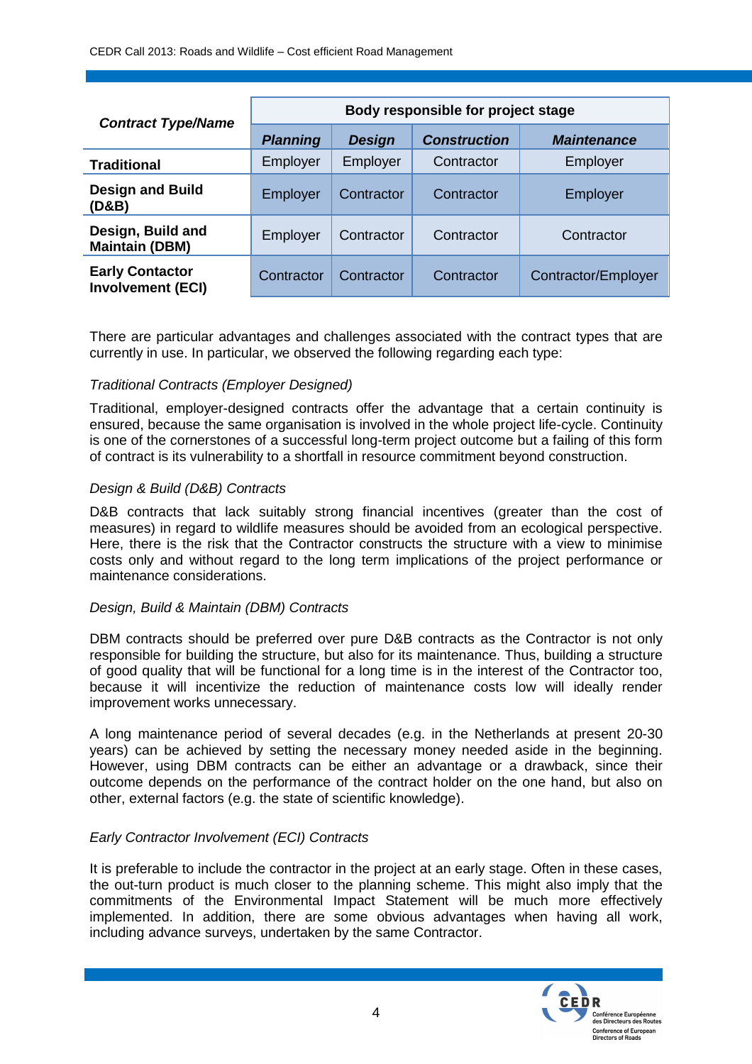| Contract Type/Name | Body responsible for project stage | | | |
|---|---|---|---|---|
| | ***Planning*** | ***Design*** | ***Construction*** | ***Maintenance*** |
| **Traditional** | Employer | Employer | Contractor | Employer |
| **Design and Build (D&B)** | Employer | Contractor | Contractor | Employer |
| **Design, Build and Maintain (DBM)** | Employer | Contractor | Contractor | Contractor |
| **Early Contactor Involvement (ECI)** | Contractor | Contractor | Contractor | Contractor/Employer |

There are particular advantages and challenges associated with the contract types that are currently in use. In particular, we observed the following regarding each type:

*Traditional Contracts (Employer Designed)*

Traditional, employer-designed contracts offer the advantage that a certain continuity is ensured, because the same organisation is involved in the whole project life-cycle. Continuity is one of the cornerstones of a successful long-term project outcome but a failing of this form of contract is its vulnerability to a shortfall in resource commitment beyond construction.

*Design & Build (D&B) Contracts*

D&B contracts that lack suitably strong financial incentives (greater than the cost of measures) in regard to wildlife measures should be avoided from an ecological perspective. Here, there is the risk that the Contractor constructs the structure with a view to minimise costs only and without regard to the long term implications of the project performance or maintenance considerations.

*Design, Build & Maintain (DBM) Contracts*

DBM contracts should be preferred over pure D&B contracts as the Contractor is not only responsible for building the structure, but also for its maintenance. Thus, building a structure of good quality that will be functional for a long time is in the interest of the Contractor too, because it will incentivize the reduction of maintenance costs low will ideally render improvement works unnecessary.

A long maintenance period of several decades (e.g. in the Netherlands at present 20-30 years) can be achieved by setting the necessary money needed aside in the beginning. However, using DBM contracts can be either an advantage or a drawback, since their outcome depends on the performance of the contract holder on the one hand, but also on other, external factors (e.g. the state of scientific knowledge).

*Early Contractor Involvement (ECI) Contracts*

It is preferable to include the contractor in the project at an early stage. Often in these cases, the out-turn product is much closer to the planning scheme. This might also imply that the commitments of the Environmental Impact Statement will be much more effectively implemented. In addition, there are some obvious advantages when having all work, including advance surveys, undertaken by the same Contractor.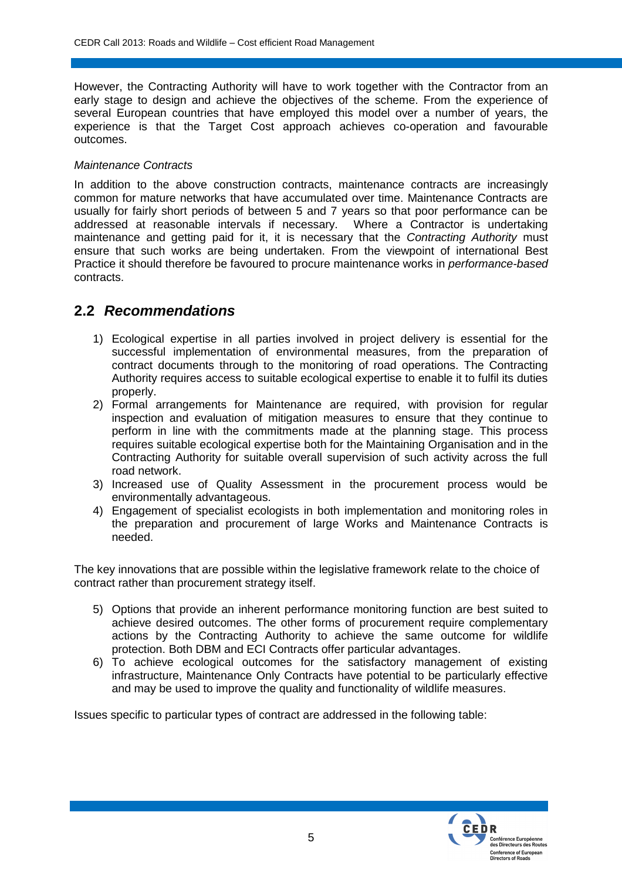However, the Contracting Authority will have to work together with the Contractor from an early stage to design and achieve the objectives of the scheme. From the experience of several European countries that have employed this model over a number of years, the experience is that the Target Cost approach achieves co-operation and favourable outcomes.

*Maintenance Contracts*

In addition to the above construction contracts, maintenance contracts are increasingly common for mature networks that have accumulated over time. Maintenance Contracts are usually for fairly short periods of between 5 and 7 years so that poor performance can be addressed at reasonable intervals if necessary. Where a Contractor is undertaking maintenance and getting paid for it, it is necessary that the *Contracting Authority* must ensure that such works are being undertaken. From the viewpoint of international Best Practice it should therefore be favoured to procure maintenance works in *performance-based* contracts.

## 2.2 *Recommendations*

1) Ecological expertise in all parties involved in project delivery is essential for the successful implementation of environmental measures, from the preparation of contract documents through to the monitoring of road operations. The Contracting Authority requires access to suitable ecological expertise to enable it to fulfil its duties properly.
2) Formal arrangements for Maintenance are required, with provision for regular inspection and evaluation of mitigation measures to ensure that they continue to perform in line with the commitments made at the planning stage. This process requires suitable ecological expertise both for the Maintaining Organisation and in the Contracting Authority for suitable overall supervision of such activity across the full road network.
3) Increased use of Quality Assessment in the procurement process would be environmentally advantageous.
4) Engagement of specialist ecologists in both implementation and monitoring roles in the preparation and procurement of large Works and Maintenance Contracts is needed.

The key innovations that are possible within the legislative framework relate to the choice of contract rather than procurement strategy itself.

5) Options that provide an inherent performance monitoring function are best suited to achieve desired outcomes. The other forms of procurement require complementary actions by the Contracting Authority to achieve the same outcome for wildlife protection. Both DBM and ECI Contracts offer particular advantages.
6) To achieve ecological outcomes for the satisfactory management of existing infrastructure, Maintenance Only Contracts have potential to be particularly effective and may be used to improve the quality and functionality of wildlife measures.

Issues specific to particular types of contract are addressed in the following table: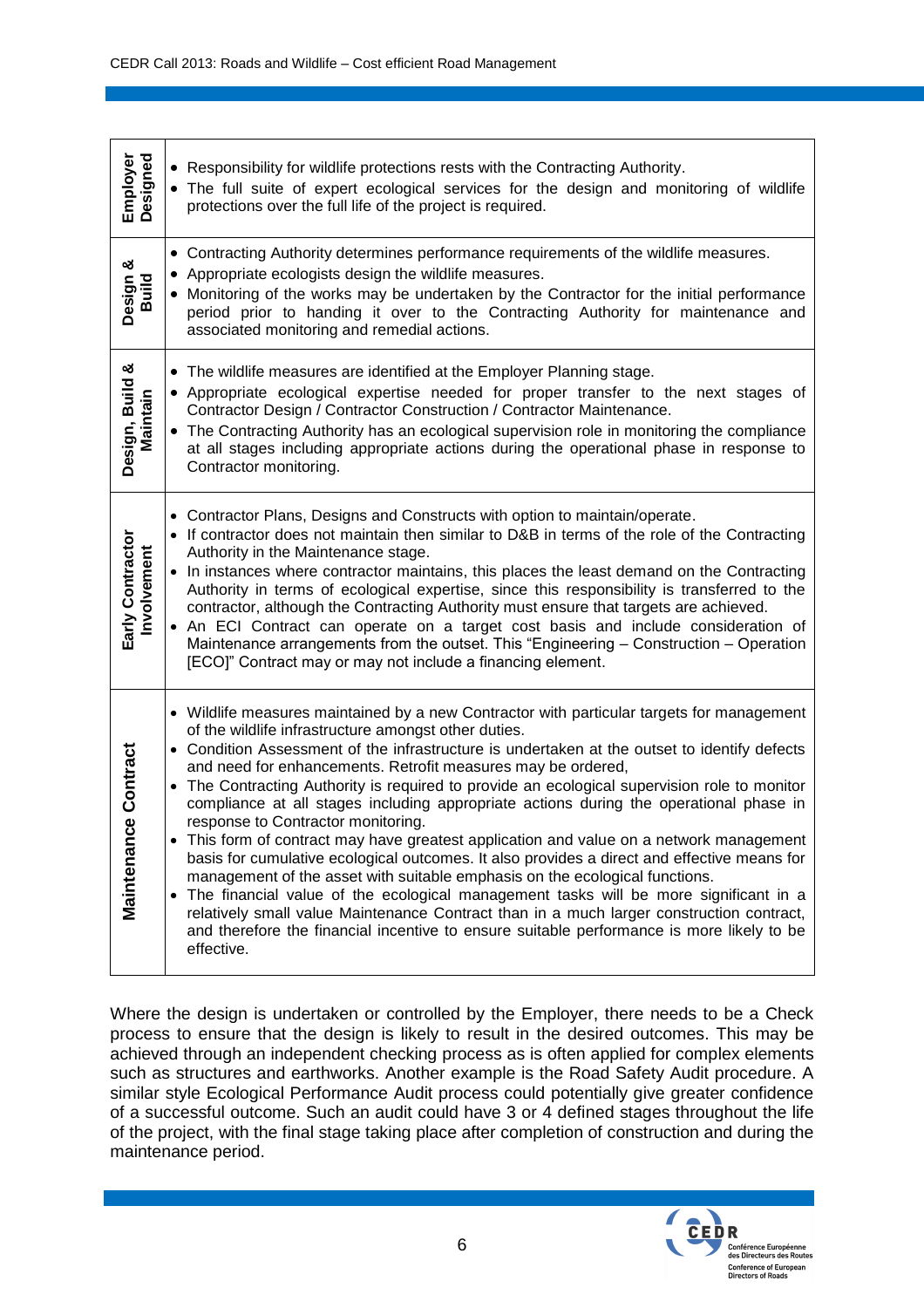| | |
|---|---|
| **Employer Designed** | • Responsibility for wildlife protections rests with the Contracting Authority.<br>• The full suite of expert ecological services for the design and monitoring of wildlife protections over the full life of the project is required. |
| **Design & Build** | • Contracting Authority determines performance requirements of the wildlife measures.<br>• Appropriate ecologists design the wildlife measures.<br>• Monitoring of the works may be undertaken by the Contractor for the initial performance period prior to handing it over to the Contracting Authority for maintenance and associated monitoring and remedial actions. |
| **Design, Build & Maintain** | • The wildlife measures are identified at the Employer Planning stage.<br>• Appropriate ecological expertise needed for proper transfer to the next stages of Contractor Design / Contractor Construction / Contractor Maintenance.<br>• The Contracting Authority has an ecological supervision role in monitoring the compliance at all stages including appropriate actions during the operational phase in response to Contractor monitoring. |
| **Early Contractor Involvement** | • Contractor Plans, Designs and Constructs with option to maintain/operate.<br>• If contractor does not maintain then similar to D&B in terms of the role of the Contracting Authority in the Maintenance stage.<br>• In instances where contractor maintains, this places the least demand on the Contracting Authority in terms of ecological expertise, since this responsibility is transferred to the contractor, although the Contracting Authority must ensure that targets are achieved.<br>• An ECI Contract can operate on a target cost basis and include consideration of Maintenance arrangements from the outset. This "Engineering – Construction – Operation [ECO]" Contract may or may not include a financing element. |
| **Maintenance Contract** | • Wildlife measures maintained by a new Contractor with particular targets for management of the wildlife infrastructure amongst other duties.<br>• Condition Assessment of the infrastructure is undertaken at the outset to identify defects and need for enhancements. Retrofit measures may be ordered,<br>• The Contracting Authority is required to provide an ecological supervision role to monitor compliance at all stages including appropriate actions during the operational phase in response to Contractor monitoring.<br>• This form of contract may have greatest application and value on a network management basis for cumulative ecological outcomes. It also provides a direct and effective means for management of the asset with suitable emphasis on the ecological functions.<br>• The financial value of the ecological management tasks will be more significant in a relatively small value Maintenance Contract than in a much larger construction contract, and therefore the financial incentive to ensure suitable performance is more likely to be effective. |

Where the design is undertaken or controlled by the Employer, there needs to be a Check process to ensure that the design is likely to result in the desired outcomes. This may be achieved through an independent checking process as is often applied for complex elements such as structures and earthworks. Another example is the Road Safety Audit procedure. A similar style Ecological Performance Audit process could potentially give greater confidence of a successful outcome. Such an audit could have 3 or 4 defined stages throughout the life of the project, with the final stage taking place after completion of construction and during the maintenance period.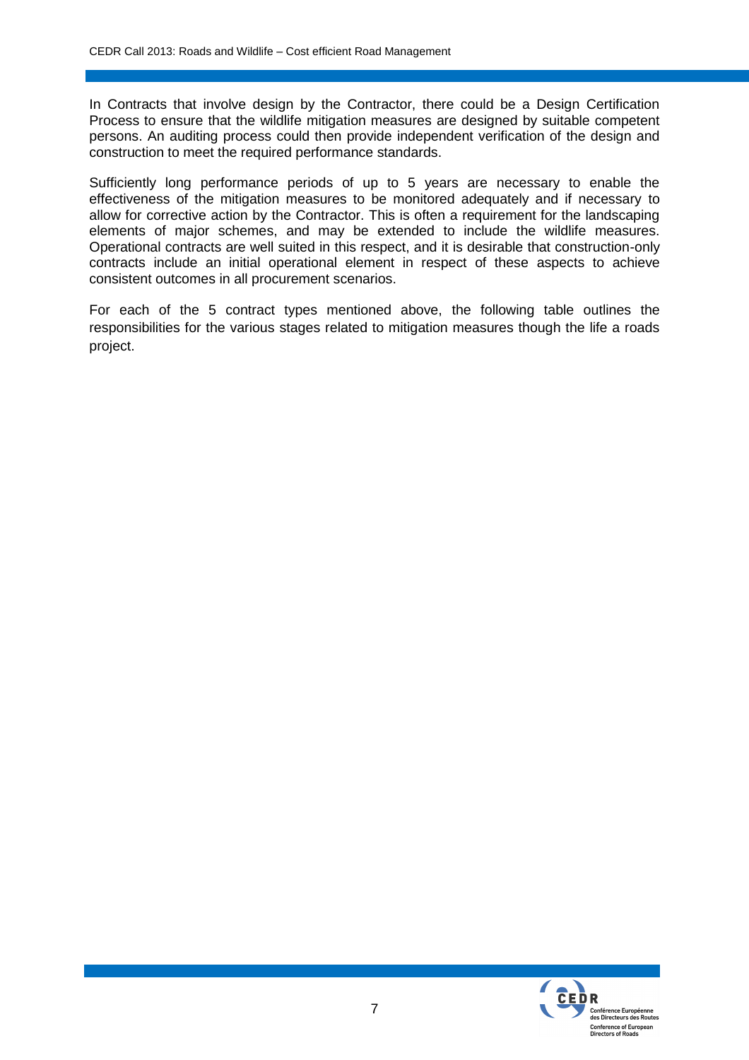In Contracts that involve design by the Contractor, there could be a Design Certification Process to ensure that the wildlife mitigation measures are designed by suitable competent persons. An auditing process could then provide independent verification of the design and construction to meet the required performance standards.

Sufficiently long performance periods of up to 5 years are necessary to enable the effectiveness of the mitigation measures to be monitored adequately and if necessary to allow for corrective action by the Contractor. This is often a requirement for the landscaping elements of major schemes, and may be extended to include the wildlife measures. Operational contracts are well suited in this respect, and it is desirable that construction-only contracts include an initial operational element in respect of these aspects to achieve consistent outcomes in all procurement scenarios.

For each of the 5 contract types mentioned above, the following table outlines the responsibilities for the various stages related to mitigation measures though the life a roads project.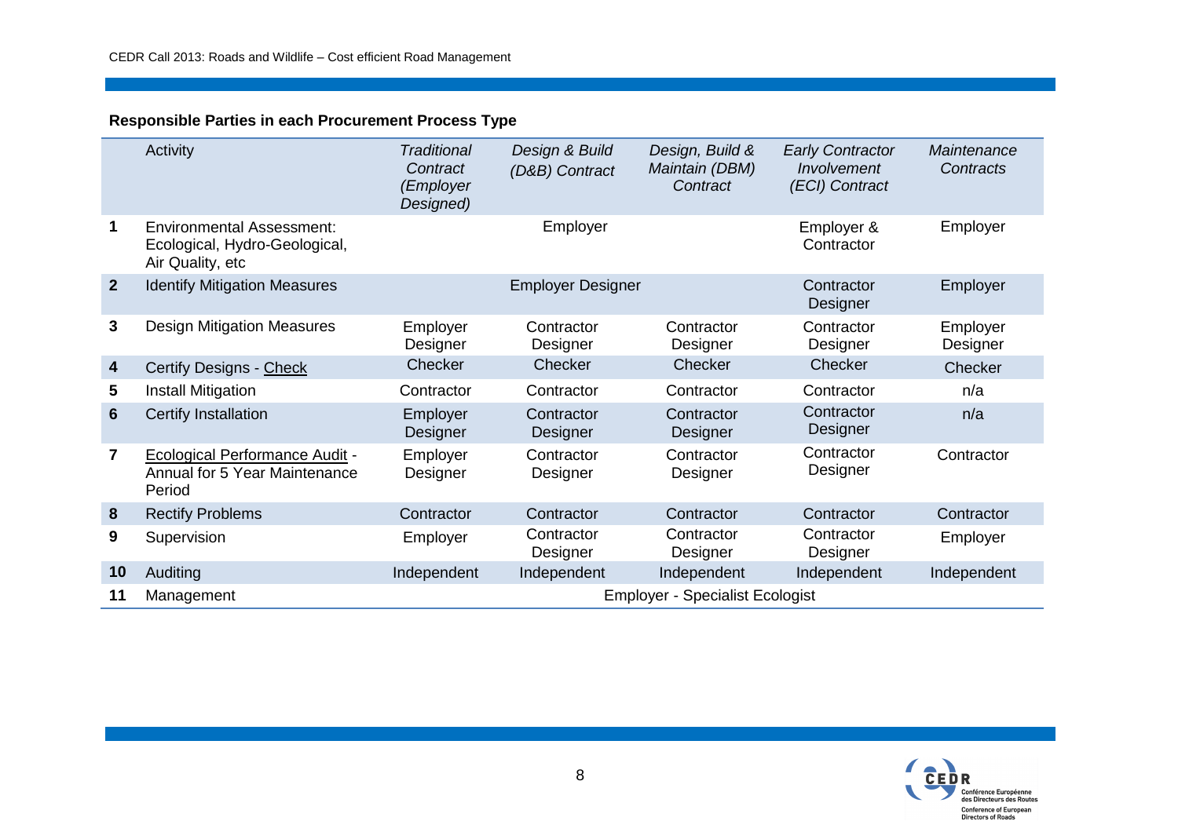**Responsible Parties in each Procurement Process Type**

| | Activity | *Traditional Contract (Employer Designed)* | *Design & Build (D&B) Contract* | *Design, Build & Maintain (DBM) Contract* | *Early Contractor Involvement (ECI) Contract* | *Maintenance Contracts* |
|---|---|---|---|---|---|---|
| **1** | Environmental Assessment: Ecological, Hydro-Geological, Air Quality, etc | | Employer | | Employer & Contractor | Employer |
| **2** | Identify Mitigation Measures | | Employer Designer | | Contractor Designer | Employer |
| **3** | Design Mitigation Measures | Employer Designer | Contractor Designer | Contractor Designer | Contractor Designer | Employer Designer |
| **4** | Certify Designs - Check | Checker | Checker | Checker | Checker | Checker |
| **5** | Install Mitigation | Contractor | Contractor | Contractor | Contractor | n/a |
| **6** | Certify Installation | Employer Designer | Contractor Designer | Contractor Designer | Contractor Designer | n/a |
| **7** | Ecological Performance Audit - Annual for 5 Year Maintenance Period | Employer Designer | Contractor Designer | Contractor Designer | Contractor Designer | Contractor |
| **8** | Rectify Problems | Contractor | Contractor | Contractor | Contractor | Contractor |
| **9** | Supervision | Employer | Contractor Designer | Contractor Designer | Contractor Designer | Employer |
| **10** | Auditing | Independent | Independent | Independent | Independent | Independent |
| **11** | Management | | | Employer - Specialist Ecologist | | |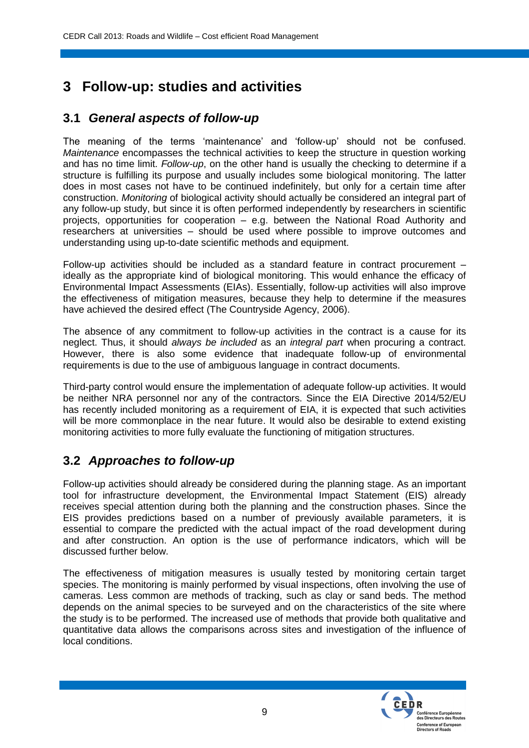# 3 Follow-up: studies and activities

## 3.1 *General aspects of follow-up*

The meaning of the terms 'maintenance' and 'follow-up' should not be confused. *Maintenance* encompasses the technical activities to keep the structure in question working and has no time limit. *Follow-up*, on the other hand is usually the checking to determine if a structure is fulfilling its purpose and usually includes some biological monitoring. The latter does in most cases not have to be continued indefinitely, but only for a certain time after construction. *Monitoring* of biological activity should actually be considered an integral part of any follow-up study, but since it is often performed independently by researchers in scientific projects, opportunities for cooperation – e.g. between the National Road Authority and researchers at universities – should be used where possible to improve outcomes and understanding using up-to-date scientific methods and equipment.

Follow-up activities should be included as a standard feature in contract procurement – ideally as the appropriate kind of biological monitoring. This would enhance the efficacy of Environmental Impact Assessments (EIAs). Essentially, follow-up activities will also improve the effectiveness of mitigation measures, because they help to determine if the measures have achieved the desired effect (The Countryside Agency, 2006).

The absence of any commitment to follow-up activities in the contract is a cause for its neglect. Thus, it should *always be included* as an *integral part* when procuring a contract. However, there is also some evidence that inadequate follow-up of environmental requirements is due to the use of ambiguous language in contract documents.

Third-party control would ensure the implementation of adequate follow-up activities. It would be neither NRA personnel nor any of the contractors. Since the EIA Directive 2014/52/EU has recently included monitoring as a requirement of EIA, it is expected that such activities will be more commonplace in the near future. It would also be desirable to extend existing monitoring activities to more fully evaluate the functioning of mitigation structures.

## 3.2 *Approaches to follow-up*

Follow-up activities should already be considered during the planning stage. As an important tool for infrastructure development, the Environmental Impact Statement (EIS) already receives special attention during both the planning and the construction phases. Since the EIS provides predictions based on a number of previously available parameters, it is essential to compare the predicted with the actual impact of the road development during and after construction. An option is the use of performance indicators, which will be discussed further below.

The effectiveness of mitigation measures is usually tested by monitoring certain target species. The monitoring is mainly performed by visual inspections, often involving the use of cameras. Less common are methods of tracking, such as clay or sand beds. The method depends on the animal species to be surveyed and on the characteristics of the site where the study is to be performed. The increased use of methods that provide both qualitative and quantitative data allows the comparisons across sites and investigation of the influence of local conditions.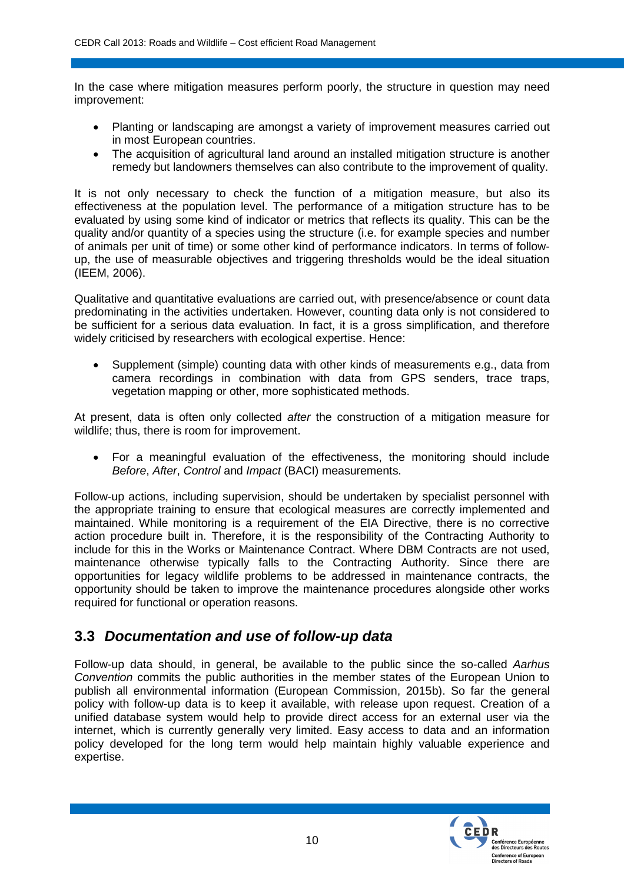In the case where mitigation measures perform poorly, the structure in question may need improvement:

- Planting or landscaping are amongst a variety of improvement measures carried out in most European countries.
- The acquisition of agricultural land around an installed mitigation structure is another remedy but landowners themselves can also contribute to the improvement of quality.

It is not only necessary to check the function of a mitigation measure, but also its effectiveness at the population level. The performance of a mitigation structure has to be evaluated by using some kind of indicator or metrics that reflects its quality. This can be the quality and/or quantity of a species using the structure (i.e. for example species and number of animals per unit of time) or some other kind of performance indicators. In terms of follow-up, the use of measurable objectives and triggering thresholds would be the ideal situation (IEEM, 2006).

Qualitative and quantitative evaluations are carried out, with presence/absence or count data predominating in the activities undertaken. However, counting data only is not considered to be sufficient for a serious data evaluation. In fact, it is a gross simplification, and therefore widely criticised by researchers with ecological expertise. Hence:

- Supplement (simple) counting data with other kinds of measurements e.g., data from camera recordings in combination with data from GPS senders, trace traps, vegetation mapping or other, more sophisticated methods.

At present, data is often only collected *after* the construction of a mitigation measure for wildlife; thus, there is room for improvement.

- For a meaningful evaluation of the effectiveness, the monitoring should include *Before*, *After*, *Control* and *Impact* (BACI) measurements.

Follow-up actions, including supervision, should be undertaken by specialist personnel with the appropriate training to ensure that ecological measures are correctly implemented and maintained. While monitoring is a requirement of the EIA Directive, there is no corrective action procedure built in. Therefore, it is the responsibility of the Contracting Authority to include for this in the Works or Maintenance Contract. Where DBM Contracts are not used, maintenance otherwise typically falls to the Contracting Authority. Since there are opportunities for legacy wildlife problems to be addressed in maintenance contracts, the opportunity should be taken to improve the maintenance procedures alongside other works required for functional or operation reasons.

## 3.3 *Documentation and use of follow-up data*

Follow-up data should, in general, be available to the public since the so-called *Aarhus Convention* commits the public authorities in the member states of the European Union to publish all environmental information (European Commission, 2015b). So far the general policy with follow-up data is to keep it available, with release upon request. Creation of a unified database system would help to provide direct access for an external user via the internet, which is currently generally very limited. Easy access to data and an information policy developed for the long term would help maintain highly valuable experience and expertise.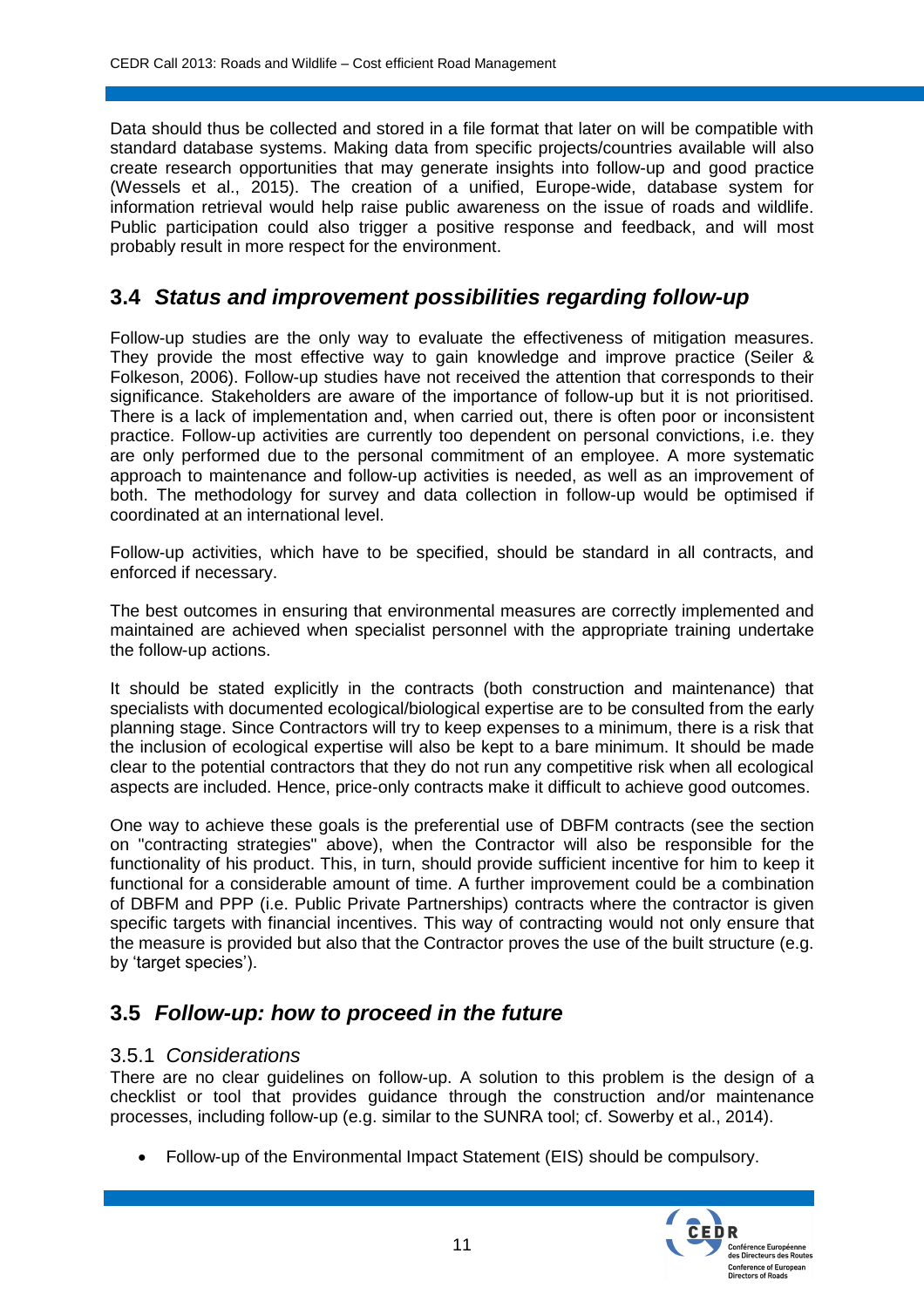Data should thus be collected and stored in a file format that later on will be compatible with standard database systems. Making data from specific projects/countries available will also create research opportunities that may generate insights into follow-up and good practice (Wessels et al., 2015). The creation of a unified, Europe-wide, database system for information retrieval would help raise public awareness on the issue of roads and wildlife. Public participation could also trigger a positive response and feedback, and will most probably result in more respect for the environment.

## 3.4 *Status and improvement possibilities regarding follow-up*

Follow-up studies are the only way to evaluate the effectiveness of mitigation measures. They provide the most effective way to gain knowledge and improve practice (Seiler & Folkeson, 2006). Follow-up studies have not received the attention that corresponds to their significance. Stakeholders are aware of the importance of follow-up but it is not prioritised. There is a lack of implementation and, when carried out, there is often poor or inconsistent practice. Follow-up activities are currently too dependent on personal convictions, i.e. they are only performed due to the personal commitment of an employee. A more systematic approach to maintenance and follow-up activities is needed, as well as an improvement of both. The methodology for survey and data collection in follow-up would be optimised if coordinated at an international level.

Follow-up activities, which have to be specified, should be standard in all contracts, and enforced if necessary.

The best outcomes in ensuring that environmental measures are correctly implemented and maintained are achieved when specialist personnel with the appropriate training undertake the follow-up actions.

It should be stated explicitly in the contracts (both construction and maintenance) that specialists with documented ecological/biological expertise are to be consulted from the early planning stage. Since Contractors will try to keep expenses to a minimum, there is a risk that the inclusion of ecological expertise will also be kept to a bare minimum. It should be made clear to the potential contractors that they do not run any competitive risk when all ecological aspects are included. Hence, price-only contracts make it difficult to achieve good outcomes.

One way to achieve these goals is the preferential use of DBFM contracts (see the section on "contracting strategies" above), when the Contractor will also be responsible for the functionality of his product. This, in turn, should provide sufficient incentive for him to keep it functional for a considerable amount of time. A further improvement could be a combination of DBFM and PPP (i.e. Public Private Partnerships) contracts where the contractor is given specific targets with financial incentives. This way of contracting would not only ensure that the measure is provided but also that the Contractor proves the use of the built structure (e.g. by 'target species').

## 3.5 *Follow-up: how to proceed in the future*

### 3.5.1 *Considerations*

There are no clear guidelines on follow-up. A solution to this problem is the design of a checklist or tool that provides guidance through the construction and/or maintenance processes, including follow-up (e.g. similar to the SUNRA tool; cf. Sowerby et al., 2014).

- Follow-up of the Environmental Impact Statement (EIS) should be compulsory.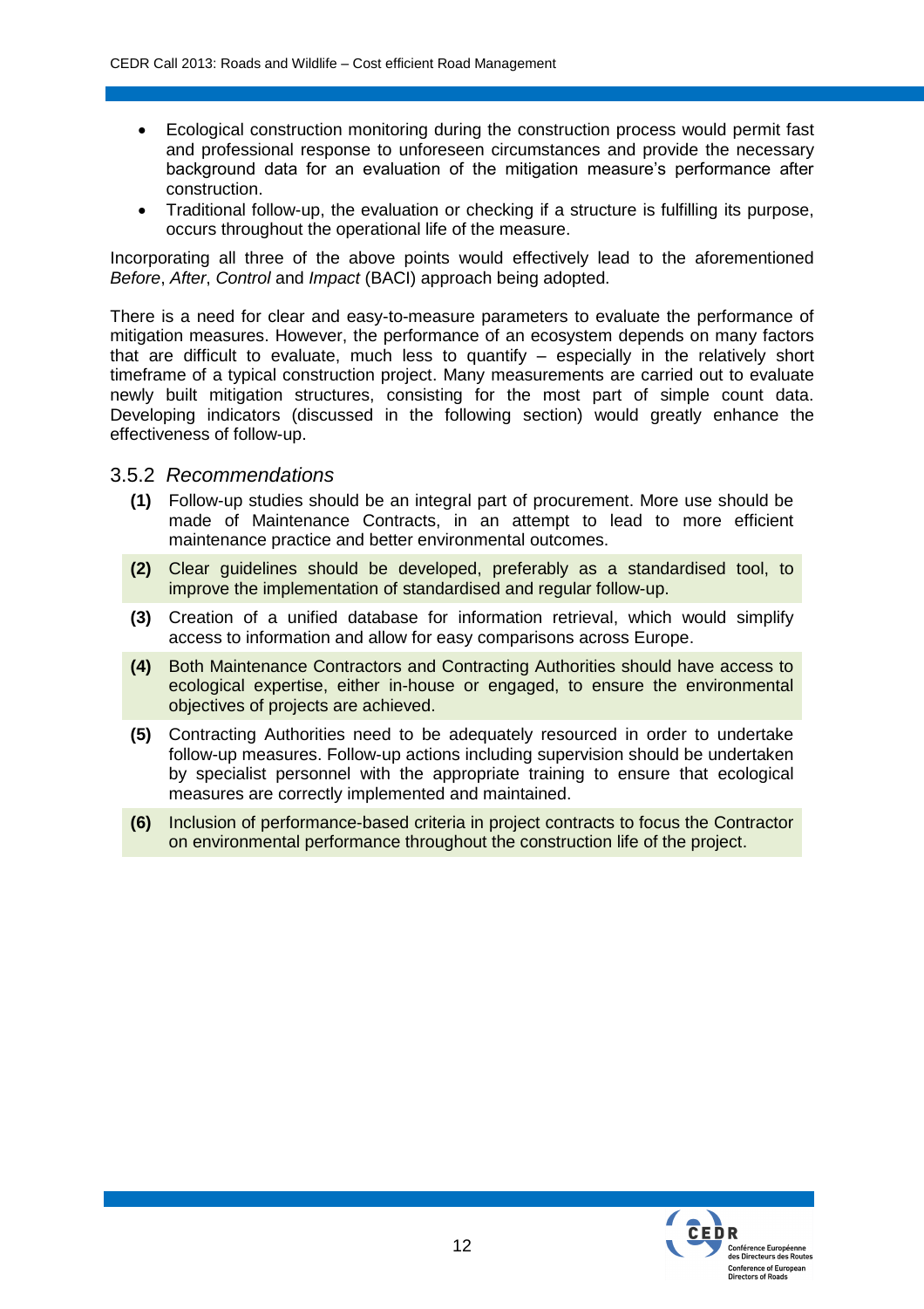- Ecological construction monitoring during the construction process would permit fast and professional response to unforeseen circumstances and provide the necessary background data for an evaluation of the mitigation measure's performance after construction.
- Traditional follow-up, the evaluation or checking if a structure is fulfilling its purpose, occurs throughout the operational life of the measure.

Incorporating all three of the above points would effectively lead to the aforementioned *Before*, *After*, *Control* and *Impact* (BACI) approach being adopted.

There is a need for clear and easy-to-measure parameters to evaluate the performance of mitigation measures. However, the performance of an ecosystem depends on many factors that are difficult to evaluate, much less to quantify – especially in the relatively short timeframe of a typical construction project. Many measurements are carried out to evaluate newly built mitigation structures, consisting for the most part of simple count data. Developing indicators (discussed in the following section) would greatly enhance the effectiveness of follow-up.

### 3.5.2 *Recommendations*

**(1)** Follow-up studies should be an integral part of procurement. More use should be made of Maintenance Contracts, in an attempt to lead to more efficient maintenance practice and better environmental outcomes.

**(2)** Clear guidelines should be developed, preferably as a standardised tool, to improve the implementation of standardised and regular follow-up.

**(3)** Creation of a unified database for information retrieval, which would simplify access to information and allow for easy comparisons across Europe.

**(4)** Both Maintenance Contractors and Contracting Authorities should have access to ecological expertise, either in-house or engaged, to ensure the environmental objectives of projects are achieved.

**(5)** Contracting Authorities need to be adequately resourced in order to undertake follow-up measures. Follow-up actions including supervision should be undertaken by specialist personnel with the appropriate training to ensure that ecological measures are correctly implemented and maintained.

**(6)** Inclusion of performance-based criteria in project contracts to focus the Contractor on environmental performance throughout the construction life of the project.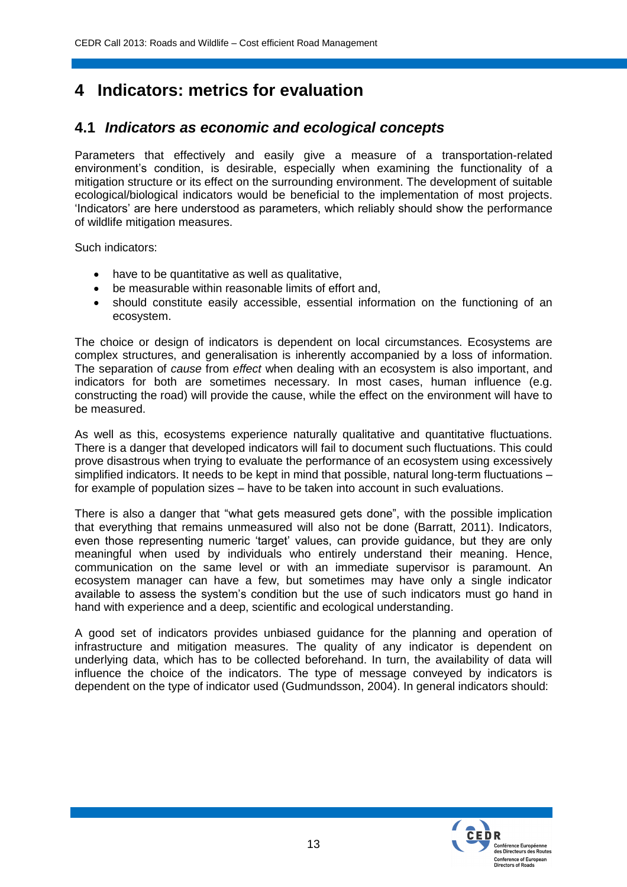# 4 Indicators: metrics for evaluation

## 4.1 *Indicators as economic and ecological concepts*

Parameters that effectively and easily give a measure of a transportation-related environment's condition, is desirable, especially when examining the functionality of a mitigation structure or its effect on the surrounding environment. The development of suitable ecological/biological indicators would be beneficial to the implementation of most projects. 'Indicators' are here understood as parameters, which reliably should show the performance of wildlife mitigation measures.

Such indicators:

- have to be quantitative as well as qualitative,
- be measurable within reasonable limits of effort and,
- should constitute easily accessible, essential information on the functioning of an ecosystem.

The choice or design of indicators is dependent on local circumstances. Ecosystems are complex structures, and generalisation is inherently accompanied by a loss of information. The separation of *cause* from *effect* when dealing with an ecosystem is also important, and indicators for both are sometimes necessary. In most cases, human influence (e.g. constructing the road) will provide the cause, while the effect on the environment will have to be measured.

As well as this, ecosystems experience naturally qualitative and quantitative fluctuations. There is a danger that developed indicators will fail to document such fluctuations. This could prove disastrous when trying to evaluate the performance of an ecosystem using excessively simplified indicators. It needs to be kept in mind that possible, natural long-term fluctuations – for example of population sizes – have to be taken into account in such evaluations.

There is also a danger that "what gets measured gets done", with the possible implication that everything that remains unmeasured will also not be done (Barratt, 2011). Indicators, even those representing numeric 'target' values, can provide guidance, but they are only meaningful when used by individuals who entirely understand their meaning. Hence, communication on the same level or with an immediate supervisor is paramount. An ecosystem manager can have a few, but sometimes may have only a single indicator available to assess the system's condition but the use of such indicators must go hand in hand with experience and a deep, scientific and ecological understanding.

A good set of indicators provides unbiased guidance for the planning and operation of infrastructure and mitigation measures. The quality of any indicator is dependent on underlying data, which has to be collected beforehand. In turn, the availability of data will influence the choice of the indicators. The type of message conveyed by indicators is dependent on the type of indicator used (Gudmundsson, 2004). In general indicators should: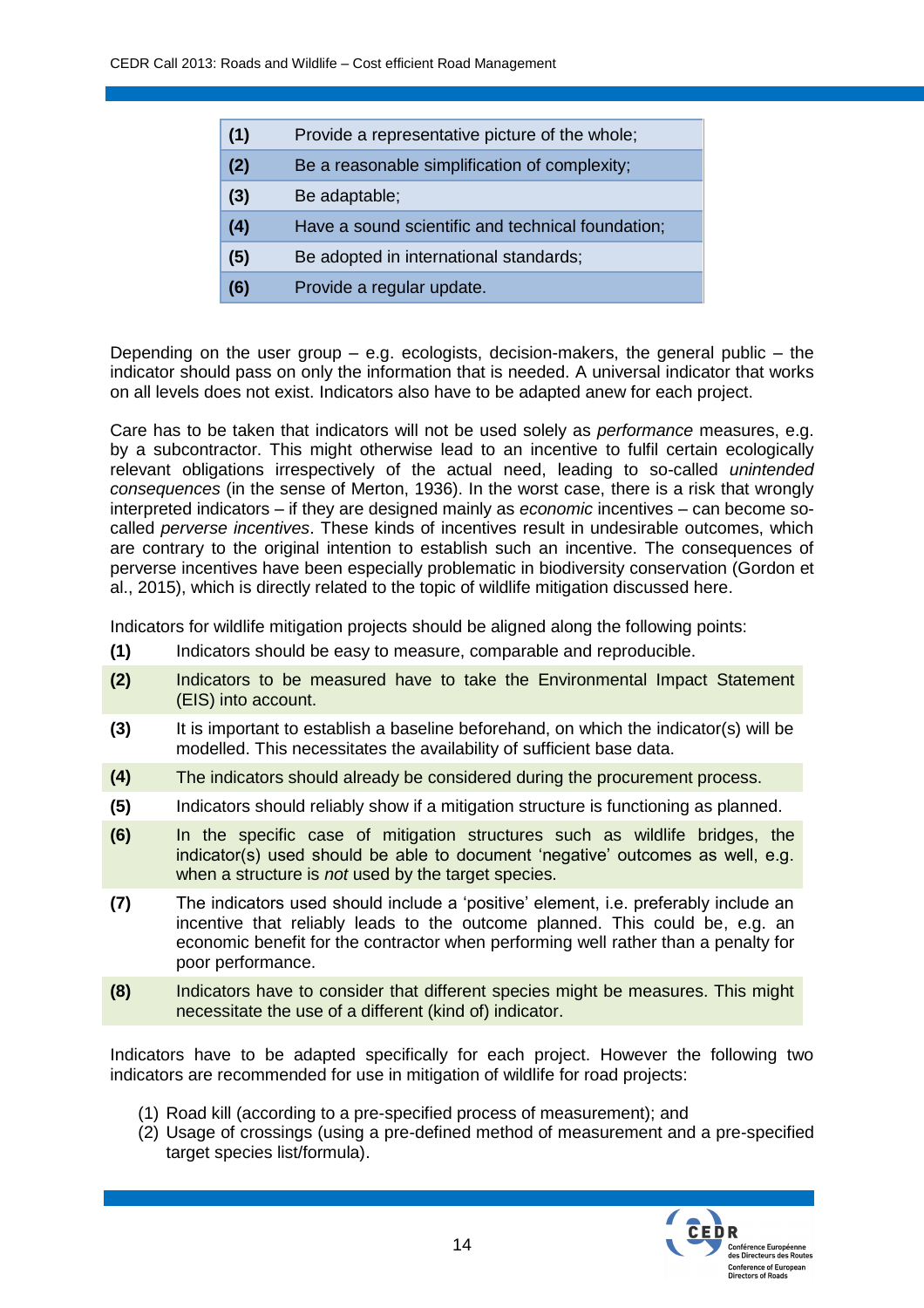| (1) | Provide a representative picture of the whole; |
|---|---|
| (2) | Be a reasonable simplification of complexity; |
| (3) | Be adaptable; |
| (4) | Have a sound scientific and technical foundation; |
| (5) | Be adopted in international standards; |
| (6) | Provide a regular update. |

Depending on the user group – e.g. ecologists, decision-makers, the general public – the indicator should pass on only the information that is needed. A universal indicator that works on all levels does not exist. Indicators also have to be adapted anew for each project.

Care has to be taken that indicators will not be used solely as *performance* measures, e.g. by a subcontractor. This might otherwise lead to an incentive to fulfil certain ecologically relevant obligations irrespectively of the actual need, leading to so-called *unintended consequences* (in the sense of Merton, 1936). In the worst case, there is a risk that wrongly interpreted indicators – if they are designed mainly as *economic* incentives – can become so-called *perverse incentives*. These kinds of incentives result in undesirable outcomes, which are contrary to the original intention to establish such an incentive. The consequences of perverse incentives have been especially problematic in biodiversity conservation (Gordon et al., 2015), which is directly related to the topic of wildlife mitigation discussed here.

Indicators for wildlife mitigation projects should be aligned along the following points:

| (1) | Indicators should be easy to measure, comparable and reproducible. |
|---|---|
| (2) | Indicators to be measured have to take the Environmental Impact Statement (EIS) into account. |
| (3) | It is important to establish a baseline beforehand, on which the indicator(s) will be modelled. This necessitates the availability of sufficient base data. |
| (4) | The indicators should already be considered during the procurement process. |
| (5) | Indicators should reliably show if a mitigation structure is functioning as planned. |
| (6) | In the specific case of mitigation structures such as wildlife bridges, the indicator(s) used should be able to document 'negative' outcomes as well, e.g. when a structure is *not* used by the target species. |
| (7) | The indicators used should include a 'positive' element, i.e. preferably include an incentive that reliably leads to the outcome planned. This could be, e.g. an economic benefit for the contractor when performing well rather than a penalty for poor performance. |
| (8) | Indicators have to consider that different species might be measures. This might necessitate the use of a different (kind of) indicator. |

Indicators have to be adapted specifically for each project. However the following two indicators are recommended for use in mitigation of wildlife for road projects:

(1) Road kill (according to a pre-specified process of measurement); and
(2) Usage of crossings (using a pre-defined method of measurement and a pre-specified target species list/formula).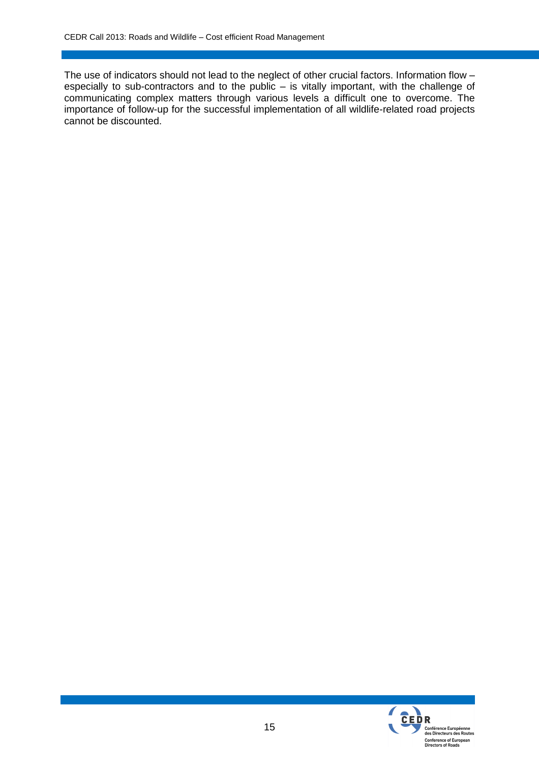The use of indicators should not lead to the neglect of other crucial factors. Information flow – especially to sub-contractors and to the public – is vitally important, with the challenge of communicating complex matters through various levels a difficult one to overcome. The importance of follow-up for the successful implementation of all wildlife-related road projects cannot be discounted.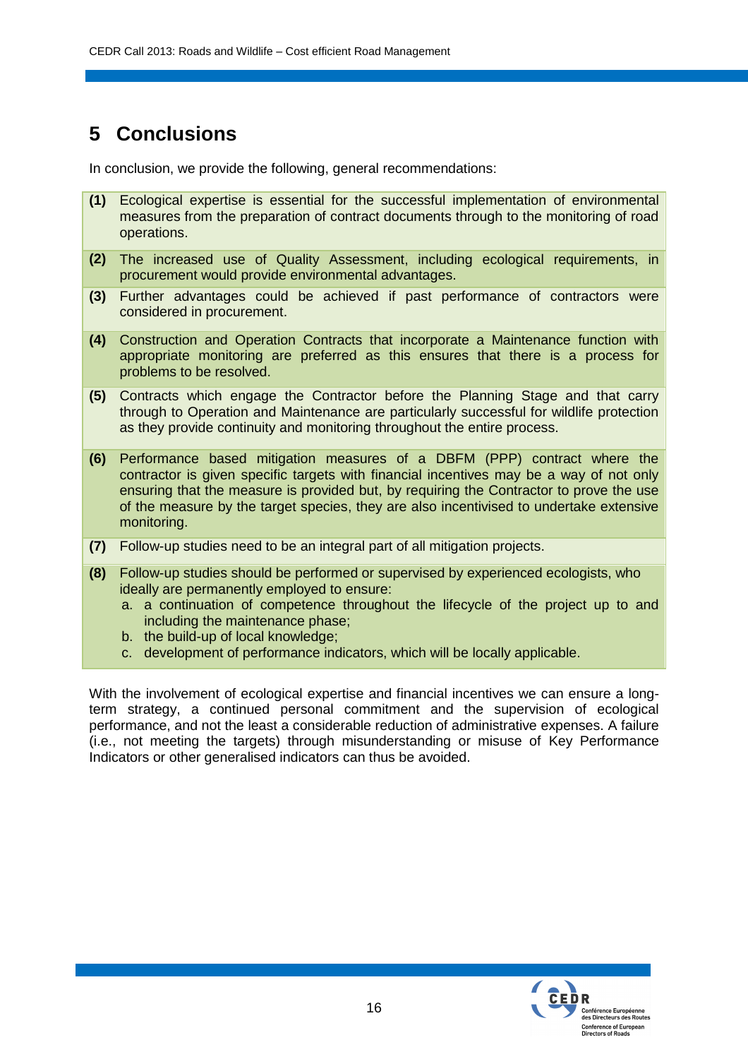# 5 Conclusions

In conclusion, we provide the following, general recommendations:

**(1)** Ecological expertise is essential for the successful implementation of environmental measures from the preparation of contract documents through to the monitoring of road operations.

**(2)** The increased use of Quality Assessment, including ecological requirements, in procurement would provide environmental advantages.

**(3)** Further advantages could be achieved if past performance of contractors were considered in procurement.

**(4)** Construction and Operation Contracts that incorporate a Maintenance function with appropriate monitoring are preferred as this ensures that there is a process for problems to be resolved.

**(5)** Contracts which engage the Contractor before the Planning Stage and that carry through to Operation and Maintenance are particularly successful for wildlife protection as they provide continuity and monitoring throughout the entire process.

**(6)** Performance based mitigation measures of a DBFM (PPP) contract where the contractor is given specific targets with financial incentives may be a way of not only ensuring that the measure is provided but, by requiring the Contractor to prove the use of the measure by the target species, they are also incentivised to undertake extensive monitoring.

**(7)** Follow-up studies need to be an integral part of all mitigation projects.

**(8)** Follow-up studies should be performed or supervised by experienced ecologists, who ideally are permanently employed to ensure:

a. a continuation of competence throughout the lifecycle of the project up to and including the maintenance phase;
b. the build-up of local knowledge;
c. development of performance indicators, which will be locally applicable.

With the involvement of ecological expertise and financial incentives we can ensure a long-term strategy, a continued personal commitment and the supervision of ecological performance, and not the least a considerable reduction of administrative expenses. A failure (i.e., not meeting the targets) through misunderstanding or misuse of Key Performance Indicators or other generalised indicators can thus be avoided.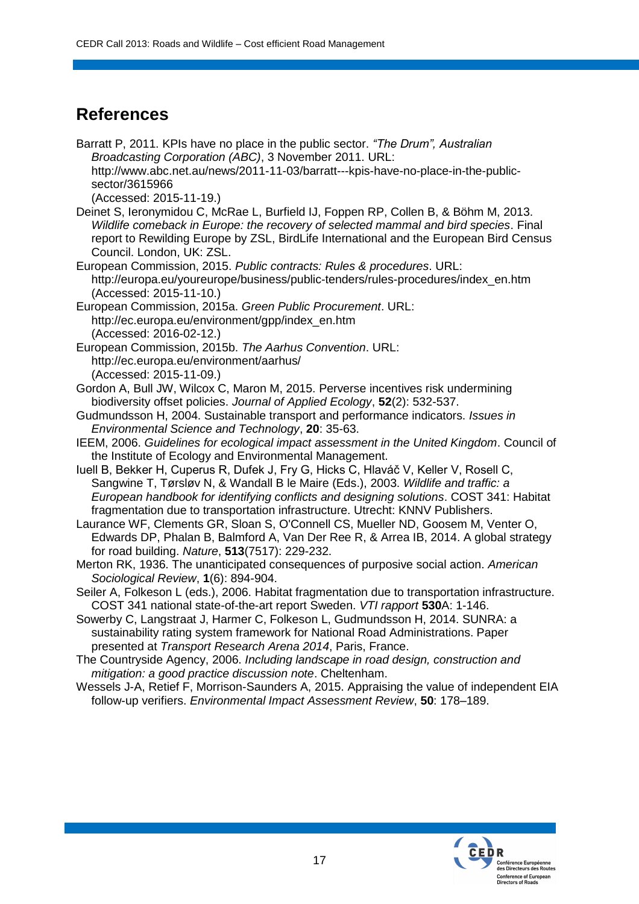## References

Barratt P, 2011. KPIs have no place in the public sector. *"The Drum", Australian Broadcasting Corporation (ABC)*, 3 November 2011. URL: http://www.abc.net.au/news/2011-11-03/barratt---kpis-have-no-place-in-the-public-sector/3615966 (Accessed: 2015-11-19.)

Deinet S, Ieronymidou C, McRae L, Burfield IJ, Foppen RP, Collen B, & Böhm M, 2013. *Wildlife comeback in Europe: the recovery of selected mammal and bird species*. Final report to Rewilding Europe by ZSL, BirdLife International and the European Bird Census Council. London, UK: ZSL.

European Commission, 2015. *Public contracts: Rules & procedures*. URL: http://europa.eu/youreurope/business/public-tenders/rules-procedures/index_en.htm (Accessed: 2015-11-10.)

European Commission, 2015a. *Green Public Procurement*. URL: http://ec.europa.eu/environment/gpp/index_en.htm (Accessed: 2016-02-12.)

European Commission, 2015b. *The Aarhus Convention*. URL: http://ec.europa.eu/environment/aarhus/ (Accessed: 2015-11-09.)

Gordon A, Bull JW, Wilcox C, Maron M, 2015. Perverse incentives risk undermining biodiversity offset policies. *Journal of Applied Ecology*, **52**(2): 532-537.

Gudmundsson H, 2004. Sustainable transport and performance indicators. *Issues in Environmental Science and Technology*, **20**: 35-63.

IEEM, 2006. *Guidelines for ecological impact assessment in the United Kingdom*. Council of the Institute of Ecology and Environmental Management.

Iuell B, Bekker H, Cuperus R, Dufek J, Fry G, Hicks C, Hlaváč V, Keller V, Rosell C, Sangwine T, Tørsløv N, & Wandall B le Maire (Eds.), 2003. *Wildlife and traffic: a European handbook for identifying conflicts and designing solutions*. COST 341: Habitat fragmentation due to transportation infrastructure. Utrecht: KNNV Publishers.

Laurance WF, Clements GR, Sloan S, O'Connell CS, Mueller ND, Goosem M, Venter O, Edwards DP, Phalan B, Balmford A, Van Der Ree R, & Arrea IB, 2014. A global strategy for road building. *Nature*, **513**(7517): 229-232.

Merton RK, 1936. The unanticipated consequences of purposive social action. *American Sociological Review*, **1**(6): 894-904.

Seiler A, Folkeson L (eds.), 2006. Habitat fragmentation due to transportation infrastructure. COST 341 national state-of-the-art report Sweden. *VTI rapport* **530**A: 1-146.

Sowerby C, Langstraat J, Harmer C, Folkeson L, Gudmundsson H, 2014. SUNRA: a sustainability rating system framework for National Road Administrations. Paper presented at *Transport Research Arena 2014*, Paris, France.

The Countryside Agency, 2006. *Including landscape in road design, construction and mitigation: a good practice discussion note*. Cheltenham.

Wessels J-A, Retief F, Morrison-Saunders A, 2015. Appraising the value of independent EIA follow-up verifiers. *Environmental Impact Assessment Review*, **50**: 178–189.